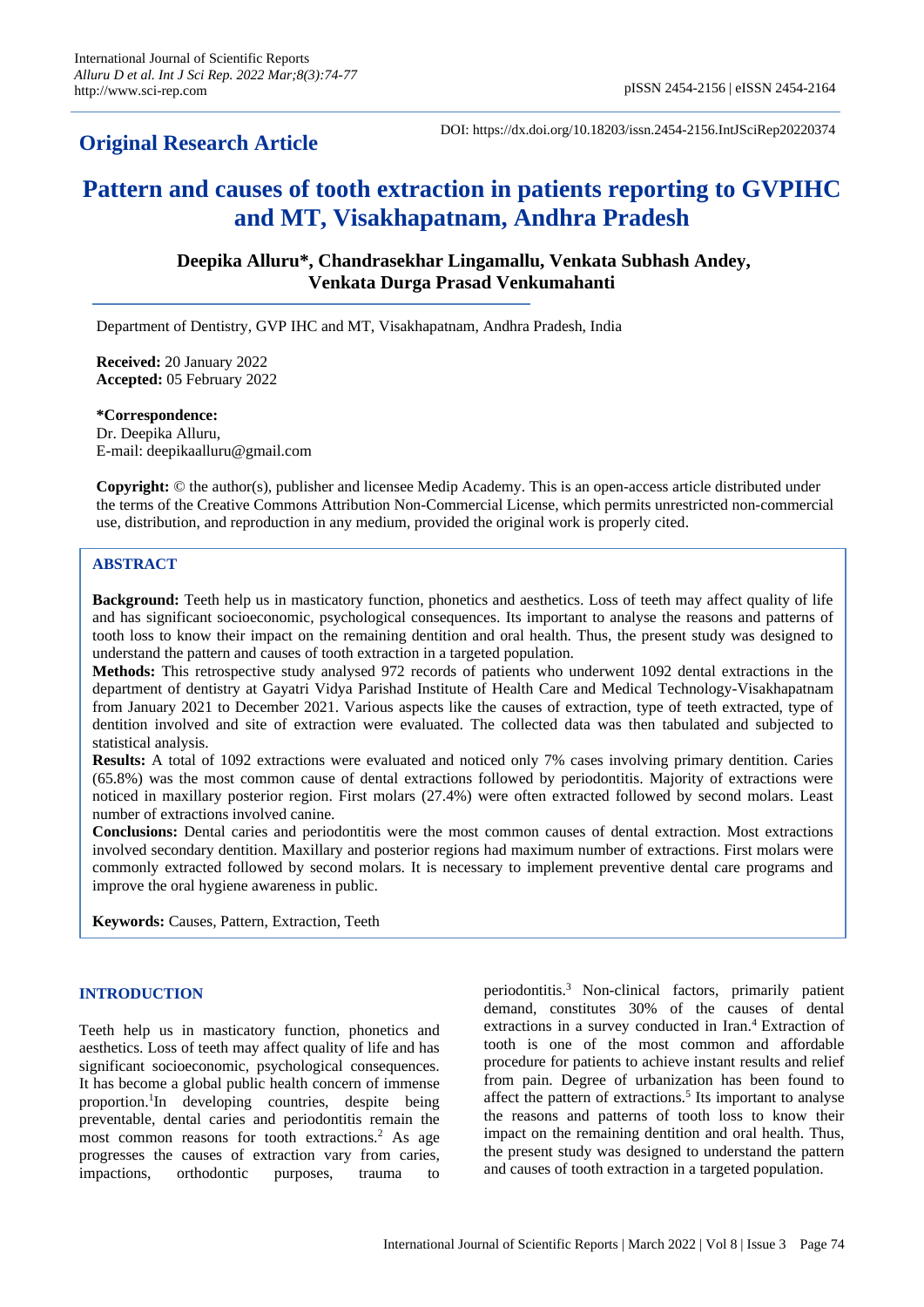**Original Research Article**

DOI: https://dx.doi.org/10.18203/issn.2454-2156.IntJSciRep20220374

# Pattern and causes of tooth extraction in patients reporting to GVPIHC and MT, Visakhapatnam, Andhra Pradesh

**Deepika Alluru*, Chandrasekhar Lingamallu, Venkata Subhash Andey, Venkata Durga Prasad Venkumahanti**

Department of Dentistry, GVP IHC and MT, Visakhapatnam, Andhra Pradesh, India

**Received:** 20 January 2022
**Accepted:** 05 February 2022

***Correspondence:**
Dr. Deepika Alluru,
E-mail: deepikaalluru@gmail.com

**Copyright:** © the author(s), publisher and licensee Medip Academy. This is an open-access article distributed under the terms of the Creative Commons Attribution Non-Commercial License, which permits unrestricted non-commercial use, distribution, and reproduction in any medium, provided the original work is properly cited.

## ABSTRACT

**Background:** Teeth help us in masticatory function, phonetics and aesthetics. Loss of teeth may affect quality of life and has significant socioeconomic, psychological consequences. Its important to analyse the reasons and patterns of tooth loss to know their impact on the remaining dentition and oral health. Thus, the present study was designed to understand the pattern and causes of tooth extraction in a targeted population.

**Methods:** This retrospective study analysed 972 records of patients who underwent 1092 dental extractions in the department of dentistry at Gayatri Vidya Parishad Institute of Health Care and Medical Technology-Visakhapatnam from January 2021 to December 2021. Various aspects like the causes of extraction, type of teeth extracted, type of dentition involved and site of extraction were evaluated. The collected data was then tabulated and subjected to statistical analysis.

**Results:** A total of 1092 extractions were evaluated and noticed only 7% cases involving primary dentition. Caries (65.8%) was the most common cause of dental extractions followed by periodontitis. Majority of extractions were noticed in maxillary posterior region. First molars (27.4%) were often extracted followed by second molars. Least number of extractions involved canine.

**Conclusions:** Dental caries and periodontitis were the most common causes of dental extraction. Most extractions involved secondary dentition. Maxillary and posterior regions had maximum number of extractions. First molars were commonly extracted followed by second molars. It is necessary to implement preventive dental care programs and improve the oral hygiene awareness in public.

**Keywords:** Causes, Pattern, Extraction, Teeth

## INTRODUCTION

Teeth help us in masticatory function, phonetics and aesthetics. Loss of teeth may affect quality of life and has significant socioeconomic, psychological consequences. It has become a global public health concern of immense proportion.[1] In developing countries, despite being preventable, dental caries and periodontitis remain the most common reasons for tooth extractions.[2] As age progresses the causes of extraction vary from caries, impactions, orthodontic purposes, trauma to periodontitis.[3] Non-clinical factors, primarily patient demand, constitutes 30% of the causes of dental extractions in a survey conducted in Iran.[4] Extraction of tooth is one of the most common and affordable procedure for patients to achieve instant results and relief from pain. Degree of urbanization has been found to affect the pattern of extractions.[5] Its important to analyse the reasons and patterns of tooth loss to know their impact on the remaining dentition and oral health. Thus, the present study was designed to understand the pattern and causes of tooth extraction in a targeted population.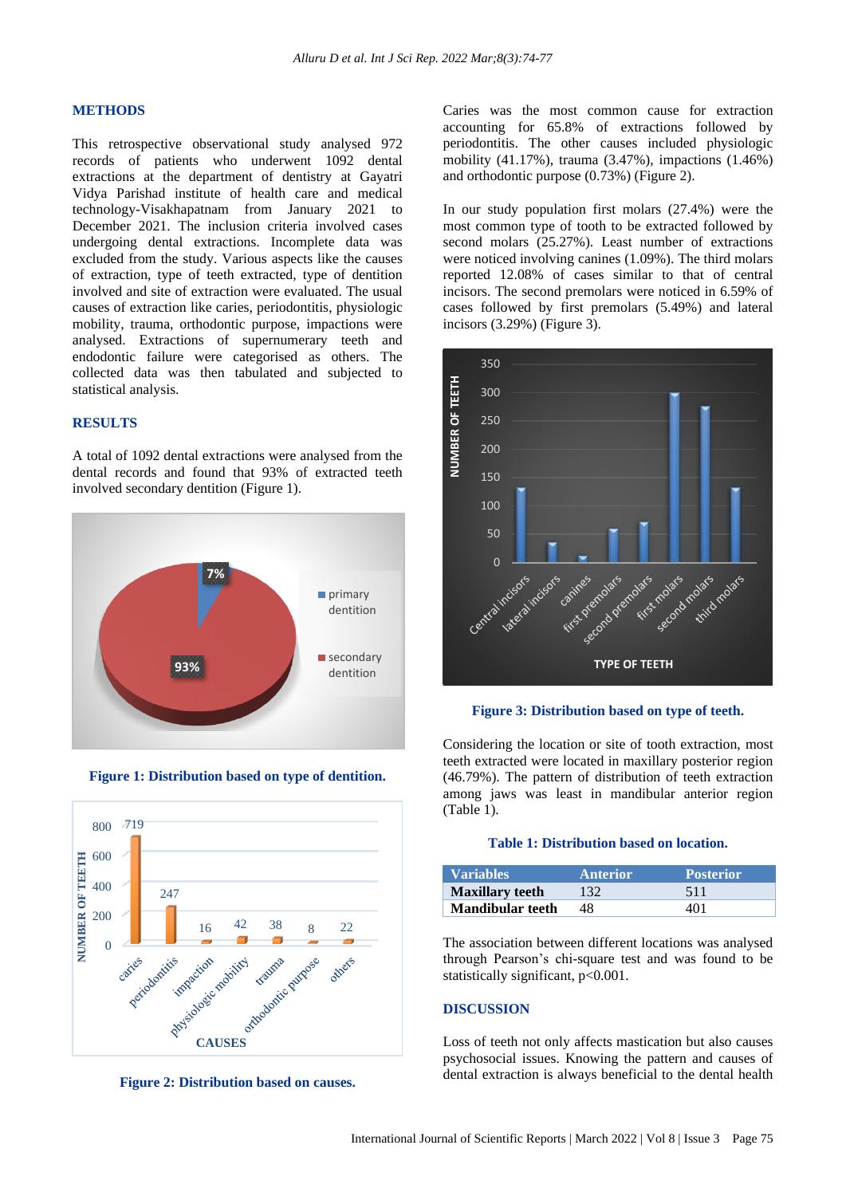## METHODS

This retrospective observational study analysed 972 records of patients who underwent 1092 dental extractions at the department of dentistry at Gayatri Vidya Parishad institute of health care and medical technology-Visakhapatnam from January 2021 to December 2021. The inclusion criteria involved cases undergoing dental extractions. Incomplete data was excluded from the study. Various aspects like the causes of extraction, type of teeth extracted, type of dentition involved and site of extraction were evaluated. The usual causes of extraction like caries, periodontitis, physiologic mobility, trauma, orthodontic purpose, impactions were analysed. Extractions of supernumerary teeth and endodontic failure were categorised as others. The collected data was then tabulated and subjected to statistical analysis.

## RESULTS

A total of 1092 dental extractions were analysed from the dental records and found that 93% of extracted teeth involved secondary dentition (Figure 1).

**Figure 1: Distribution based on type of dentition.**

**Figure 2: Distribution based on causes.**

Caries was the most common cause for extraction accounting for 65.8% of extractions followed by periodontitis. The other causes included physiologic mobility (41.17%), trauma (3.47%), impactions (1.46%) and orthodontic purpose (0.73%) (Figure 2).

In our study population first molars (27.4%) were the most common type of tooth to be extracted followed by second molars (25.27%). Least number of extractions were noticed involving canines (1.09%). The third molars reported 12.08% of cases similar to that of central incisors. The second premolars were noticed in 6.59% of cases followed by first premolars (5.49%) and lateral incisors (3.29%) (Figure 3).

**Figure 3: Distribution based on type of teeth.**

Considering the location or site of tooth extraction, most teeth extracted were located in maxillary posterior region (46.79%). The pattern of distribution of teeth extraction among jaws was least in mandibular anterior region (Table 1).

**Table 1: Distribution based on location.**

| Variables | Anterior | Posterior |
|---|---|---|
| **Maxillary teeth** | 132 | 511 |
| **Mandibular teeth** | 48 | 401 |

The association between different locations was analysed through Pearson's chi-square test and was found to be statistically significant, $p<0.001$.

## DISCUSSION

Loss of teeth not only affects mastication but also causes psychosocial issues. Knowing the pattern and causes of dental extraction is always beneficial to the dental health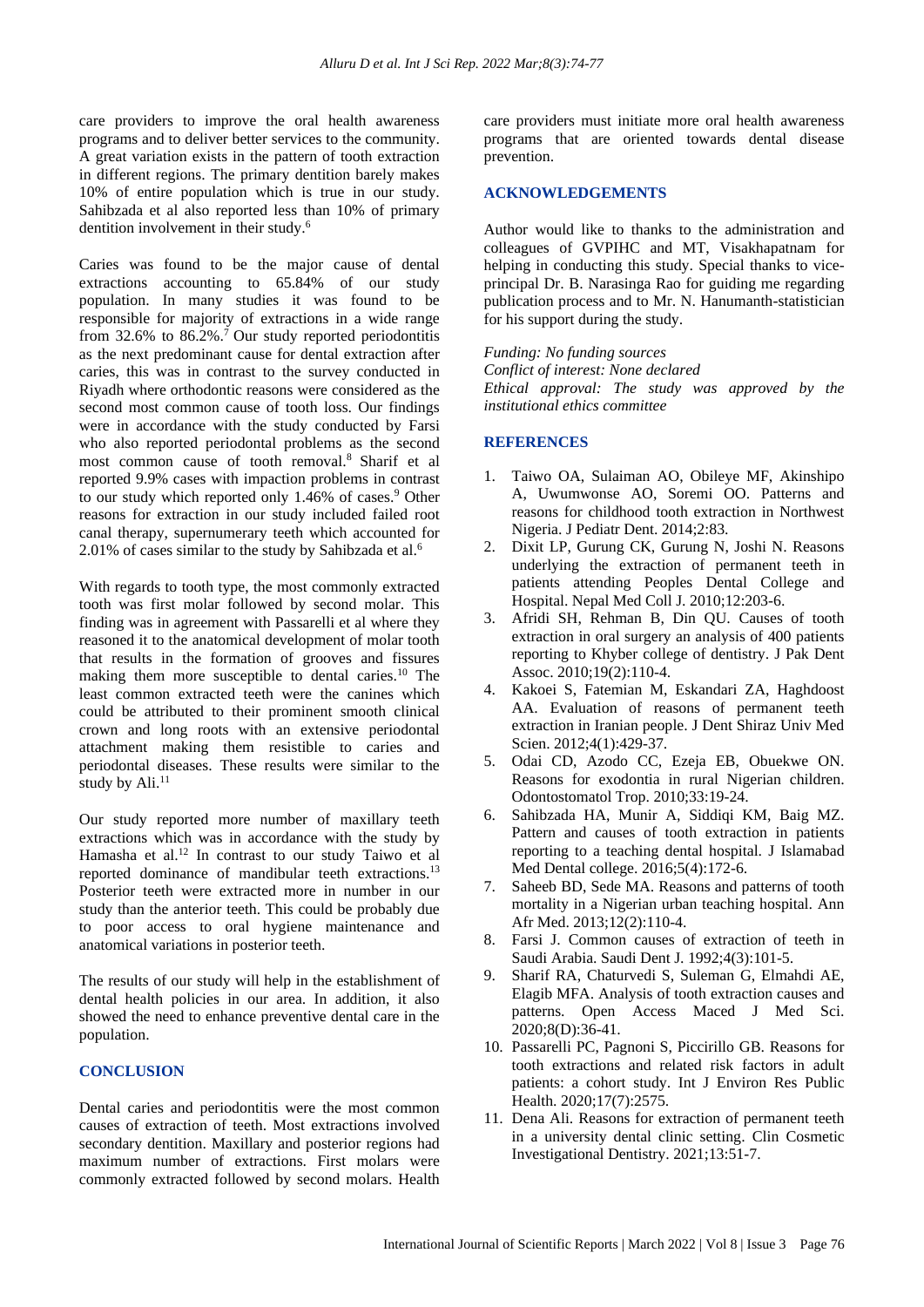care providers to improve the oral health awareness programs and to deliver better services to the community. A great variation exists in the pattern of tooth extraction in different regions. The primary dentition barely makes 10% of entire population which is true in our study. Sahibzada et al also reported less than 10% of primary dentition involvement in their study.[6]

Caries was found to be the major cause of dental extractions accounting to 65.84% of our study population. In many studies it was found to be responsible for majority of extractions in a wide range from 32.6% to 86.2%.[7] Our study reported periodontitis as the next predominant cause for dental extraction after caries, this was in contrast to the survey conducted in Riyadh where orthodontic reasons were considered as the second most common cause of tooth loss. Our findings were in accordance with the study conducted by Farsi who also reported periodontal problems as the second most common cause of tooth removal.[8] Sharif et al reported 9.9% cases with impaction problems in contrast to our study which reported only 1.46% of cases.[9] Other reasons for extraction in our study included failed root canal therapy, supernumerary teeth which accounted for 2.01% of cases similar to the study by Sahibzada et al.[6]

With regards to tooth type, the most commonly extracted tooth was first molar followed by second molar. This finding was in agreement with Passarelli et al where they reasoned it to the anatomical development of molar tooth that results in the formation of grooves and fissures making them more susceptible to dental caries.[10] The least common extracted teeth were the canines which could be attributed to their prominent smooth clinical crown and long roots with an extensive periodontal attachment making them resistible to caries and periodontal diseases. These results were similar to the study by Ali.[11]

Our study reported more number of maxillary teeth extractions which was in accordance with the study by Hamasha et al.[12] In contrast to our study Taiwo et al reported dominance of mandibular teeth extractions.[13] Posterior teeth were extracted more in number in our study than the anterior teeth. This could be probably due to poor access to oral hygiene maintenance and anatomical variations in posterior teeth.

The results of our study will help in the establishment of dental health policies in our area. In addition, it also showed the need to enhance preventive dental care in the population.

## CONCLUSION

Dental caries and periodontitis were the most common causes of extraction of teeth. Most extractions involved secondary dentition. Maxillary and posterior regions had maximum number of extractions. First molars were commonly extracted followed by second molars. Health care providers must initiate more oral health awareness programs that are oriented towards dental disease prevention.

## ACKNOWLEDGEMENTS

Author would like to thanks to the administration and colleagues of GVPIHC and MT, Visakhapatnam for helping in conducting this study. Special thanks to vice-principal Dr. B. Narasinga Rao for guiding me regarding publication process and to Mr. N. Hanumanth-statistician for his support during the study.

*Funding: No funding sources*
*Conflict of interest: None declared*
*Ethical approval: The study was approved by the institutional ethics committee*

## REFERENCES

1. Taiwo OA, Sulaiman AO, Obileye MF, Akinshipo A, Uwumwonse AO, Soremi OO. Patterns and reasons for childhood tooth extraction in Northwest Nigeria. J Pediatr Dent. 2014;2:83.
2. Dixit LP, Gurung CK, Gurung N, Joshi N. Reasons underlying the extraction of permanent teeth in patients attending Peoples Dental College and Hospital. Nepal Med Coll J. 2010;12:203-6.
3. Afridi SH, Rehman B, Din QU. Causes of tooth extraction in oral surgery an analysis of 400 patients reporting to Khyber college of dentistry. J Pak Dent Assoc. 2010;19(2):110-4.
4. Kakoei S, Fatemian M, Eskandari ZA, Haghdoost AA. Evaluation of reasons of permanent teeth extraction in Iranian people. J Dent Shiraz Univ Med Scien. 2012;4(1):429-37.
5. Odai CD, Azodo CC, Ezeja EB, Obuekwe ON. Reasons for exodontia in rural Nigerian children. Odontostomatol Trop. 2010;33:19-24.
6. Sahibzada HA, Munir A, Siddiqi KM, Baig MZ. Pattern and causes of tooth extraction in patients reporting to a teaching dental hospital. J Islamabad Med Dental college. 2016;5(4):172-6.
7. Saheeb BD, Sede MA. Reasons and patterns of tooth mortality in a Nigerian urban teaching hospital. Ann Afr Med. 2013;12(2):110-4.
8. Farsi J. Common causes of extraction of teeth in Saudi Arabia. Saudi Dent J. 1992;4(3):101-5.
9. Sharif RA, Chaturvedi S, Suleman G, Elmahdi AE, Elagib MFA. Analysis of tooth extraction causes and patterns. Open Access Maced J Med Sci. 2020;8(D):36-41.
10. Passarelli PC, Pagnoni S, Piccirillo GB. Reasons for tooth extractions and related risk factors in adult patients: a cohort study. Int J Environ Res Public Health. 2020;17(7):2575.
11. Dena Ali. Reasons for extraction of permanent teeth in a university dental clinic setting. Clin Cosmetic Investigational Dentistry. 2021;13:51-7.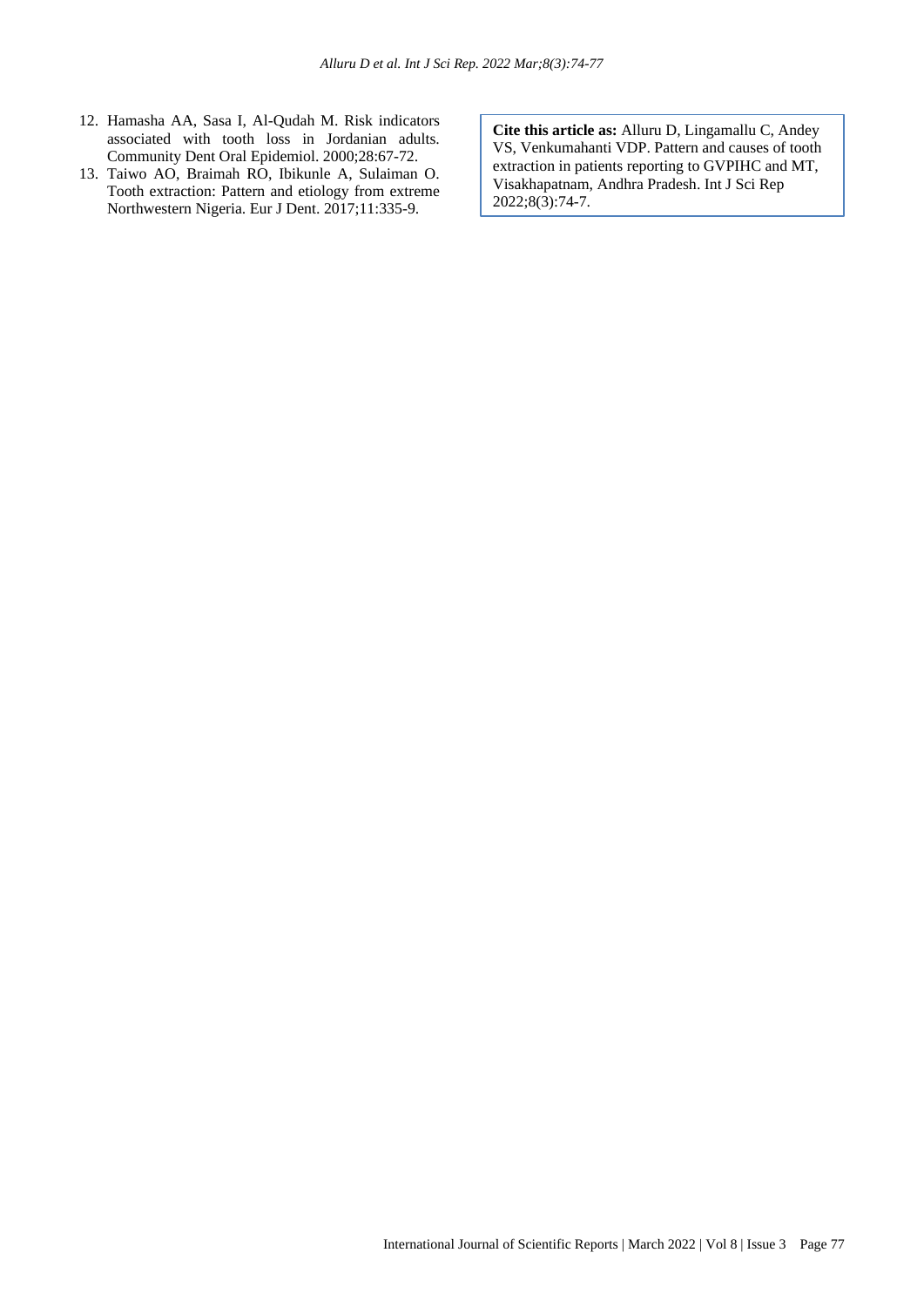12. Hamasha AA, Sasa I, Al-Qudah M. Risk indicators associated with tooth loss in Jordanian adults. Community Dent Oral Epidemiol. 2000;28:67-72.
13. Taiwo AO, Braimah RO, Ibikunle A, Sulaiman O. Tooth extraction: Pattern and etiology from extreme Northwestern Nigeria. Eur J Dent. 2017;11:335-9.

**Cite this article as:** Alluru D, Lingamallu C, Andey VS, Venkumahanti VDP. Pattern and causes of tooth extraction in patients reporting to GVPIHC and MT, Visakhapatnam, Andhra Pradesh. Int J Sci Rep 2022;8(3):74-7.